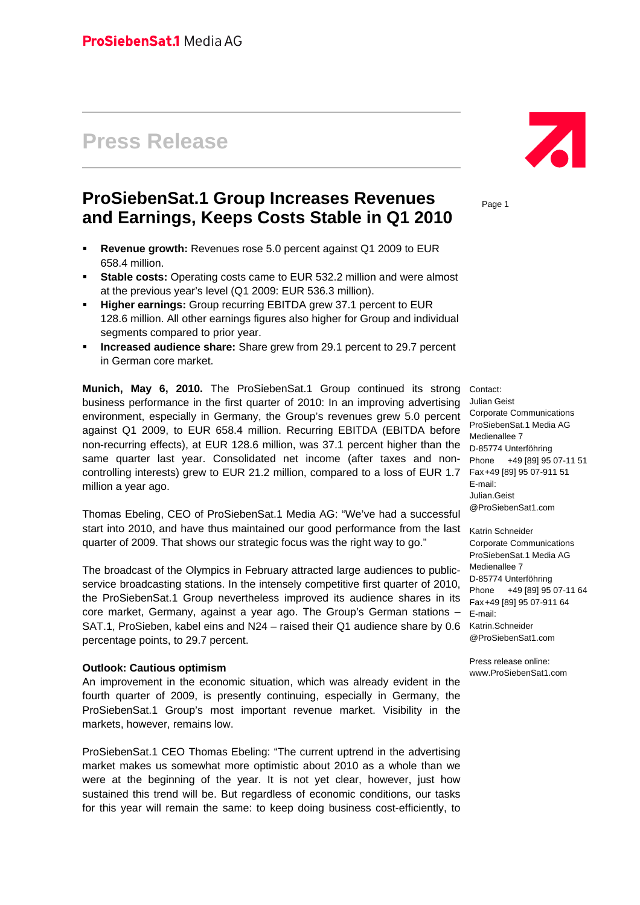ProSiebenSat.1 Media AG

# Press Release

## ProSiebenSat.1 Group Increases Revenues and Earnings, Keeps Costs Stable in Q1 2010

- **Revenue growth:** Revenues rose 5.0 percent against Q1 2009 to EUR 658.4 million.
- **Stable costs:** Operating costs came to EUR 532.2 million and were almost at the previous year's level (Q1 2009: EUR 536.3 million).
- **Higher earnings:** Group recurring EBITDA grew 37.1 percent to EUR 128.6 million. All other earnings figures also higher for Group and individual segments compared to prior year.
- **Increased audience share:** Share grew from 29.1 percent to 29.7 percent in German core market.

**Munich, May 6, 2010.** The ProSiebenSat.1 Group continued its strong business performance in the first quarter of 2010: In an improving advertising environment, especially in Germany, the Group's revenues grew 5.0 percent against Q1 2009, to EUR 658.4 million. Recurring EBITDA (EBITDA before non-recurring effects), at EUR 128.6 million, was 37.1 percent higher than the same quarter last year. Consolidated net income (after taxes and non-controlling interests) grew to EUR 21.2 million, compared to a loss of EUR 1.7 million a year ago.

Thomas Ebeling, CEO of ProSiebenSat.1 Media AG: "We've had a successful start into 2010, and have thus maintained our good performance from the last quarter of 2009. That shows our strategic focus was the right way to go."

The broadcast of the Olympics in February attracted large audiences to public-service broadcasting stations. In the intensely competitive first quarter of 2010, the ProSiebenSat.1 Group nevertheless improved its audience shares in its core market, Germany, against a year ago. The Group's German stations – SAT.1, ProSieben, kabel eins and N24 – raised their Q1 audience share by 0.6 percentage points, to 29.7 percent.

**Outlook: Cautious optimism**

An improvement in the economic situation, which was already evident in the fourth quarter of 2009, is presently continuing, especially in Germany, the ProSiebenSat.1 Group's most important revenue market. Visibility in the markets, however, remains low.

ProSiebenSat.1 CEO Thomas Ebeling: "The current uptrend in the advertising market makes us somewhat more optimistic about 2010 as a whole than we were at the beginning of the year. It is not yet clear, however, just how sustained this trend will be. But regardless of economic conditions, our tasks for this year will remain the same: to keep doing business cost-efficiently, to

Contact:
Julian Geist
Corporate Communications
ProSiebenSat.1 Media AG
Medienallee 7
D-85774 Unterföhring
Phone +49 [89] 95 07-11 51
Fax +49 [89] 95 07-911 51
E-mail:
Julian.Geist@ProSiebenSat1.com

Katrin Schneider
Corporate Communications
ProSiebenSat.1 Media AG
Medienallee 7
D-85774 Unterföhring
Phone +49 [89] 95 07-11 64
Fax +49 [89] 95 07-911 64
E-mail:
Katrin.Schneider@ProSiebenSat1.com

Press release online:
www.ProSiebenSat1.com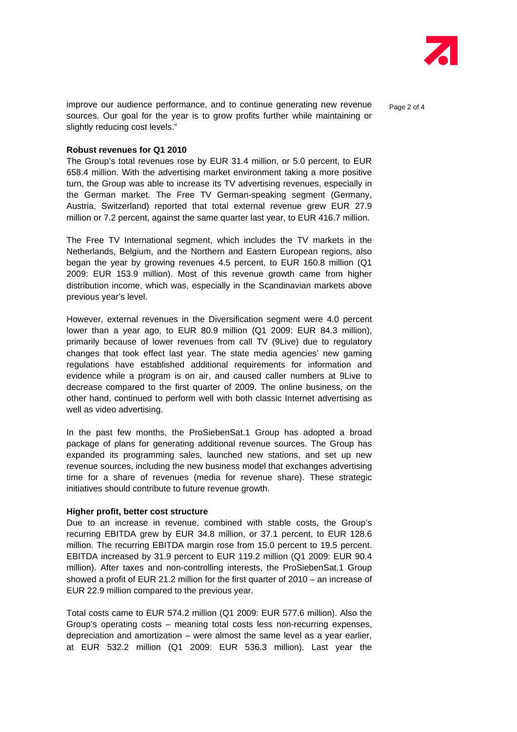improve our audience performance, and to continue generating new revenue sources. Our goal for the year is to grow profits further while maintaining or slightly reducing cost levels."

**Robust revenues for Q1 2010**

The Group's total revenues rose by EUR 31.4 million, or 5.0 percent, to EUR 658.4 million. With the advertising market environment taking a more positive turn, the Group was able to increase its TV advertising revenues, especially in the German market. The Free TV German-speaking segment (Germany, Austria, Switzerland) reported that total external revenue grew EUR 27.9 million or 7.2 percent, against the same quarter last year, to EUR 416.7 million.

The Free TV International segment, which includes the TV markets in the Netherlands, Belgium, and the Northern and Eastern European regions, also began the year by growing revenues 4.5 percent, to EUR 160.8 million (Q1 2009: EUR 153.9 million). Most of this revenue growth came from higher distribution income, which was, especially in the Scandinavian markets above previous year's level.

However, external revenues in the Diversification segment were 4.0 percent lower than a year ago, to EUR 80.9 million (Q1 2009: EUR 84.3 million), primarily because of lower revenues from call TV (9Live) due to regulatory changes that took effect last year. The state media agencies' new gaming regulations have established additional requirements for information and evidence while a program is on air, and caused caller numbers at 9Live to decrease compared to the first quarter of 2009. The online business, on the other hand, continued to perform well with both classic Internet advertising as well as video advertising.

In the past few months, the ProSiebenSat.1 Group has adopted a broad package of plans for generating additional revenue sources. The Group has expanded its programming sales, launched new stations, and set up new revenue sources, including the new business model that exchanges advertising time for a share of revenues (media for revenue share). These strategic initiatives should contribute to future revenue growth.

**Higher profit, better cost structure**

Due to an increase in revenue, combined with stable costs, the Group's recurring EBITDA grew by EUR 34.8 million, or 37.1 percent, to EUR 128.6 million. The recurring EBITDA margin rose from 15.0 percent to 19.5 percent. EBITDA increased by 31.9 percent to EUR 119.2 million (Q1 2009: EUR 90.4 million). After taxes and non-controlling interests, the ProSiebenSat.1 Group showed a profit of EUR 21.2 million for the first quarter of 2010 – an increase of EUR 22.9 million compared to the previous year.

Total costs came to EUR 574.2 million (Q1 2009: EUR 577.6 million). Also the Group's operating costs – meaning total costs less non-recurring expenses, depreciation and amortization – were almost the same level as a year earlier, at EUR 532.2 million (Q1 2009: EUR 536.3 million). Last year the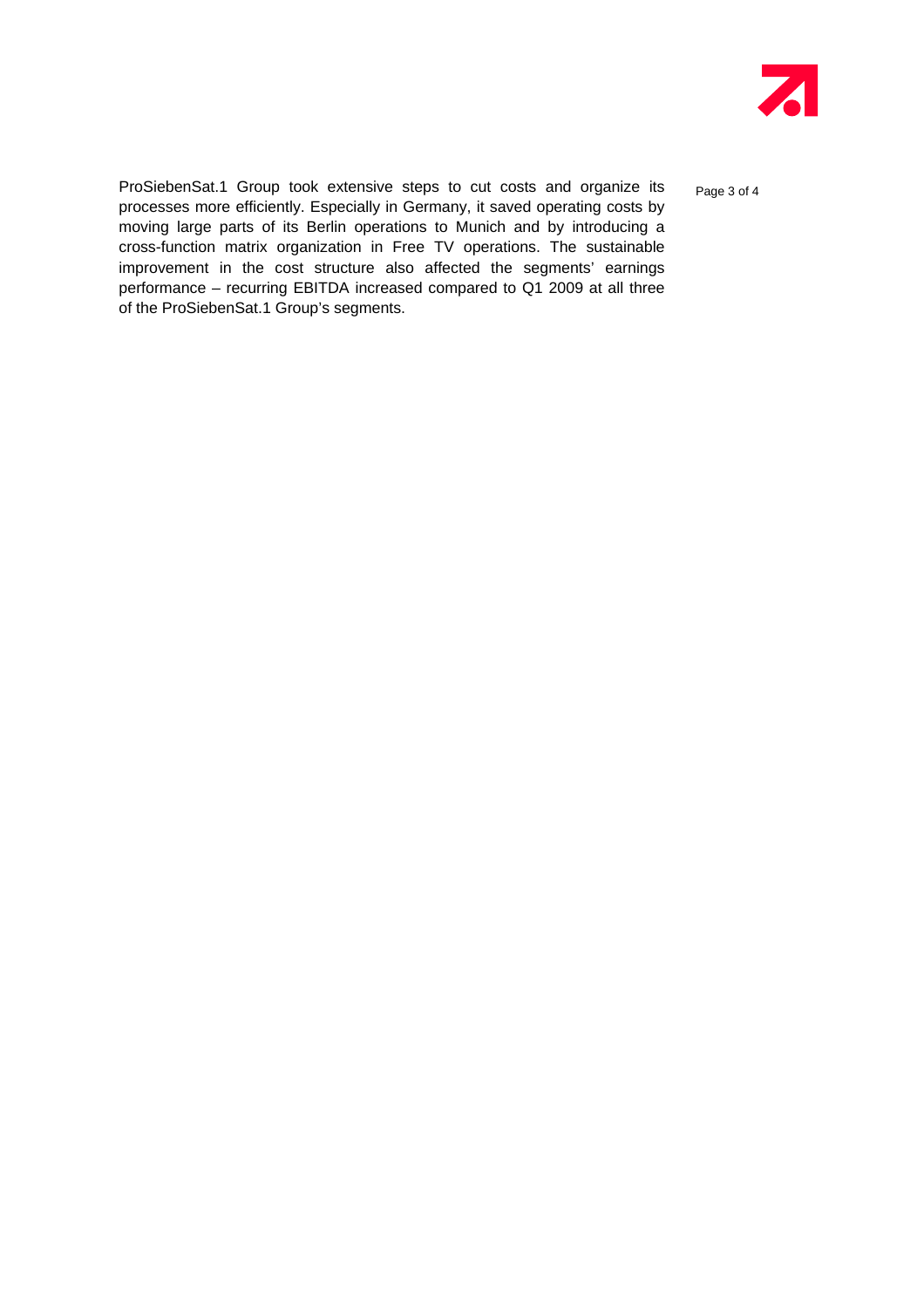ProSiebenSat.1 Group took extensive steps to cut costs and organize its processes more efficiently. Especially in Germany, it saved operating costs by moving large parts of its Berlin operations to Munich and by introducing a cross-function matrix organization in Free TV operations. The sustainable improvement in the cost structure also affected the segments' earnings performance – recurring EBITDA increased compared to Q1 2009 at all three of the ProSiebenSat.1 Group's segments.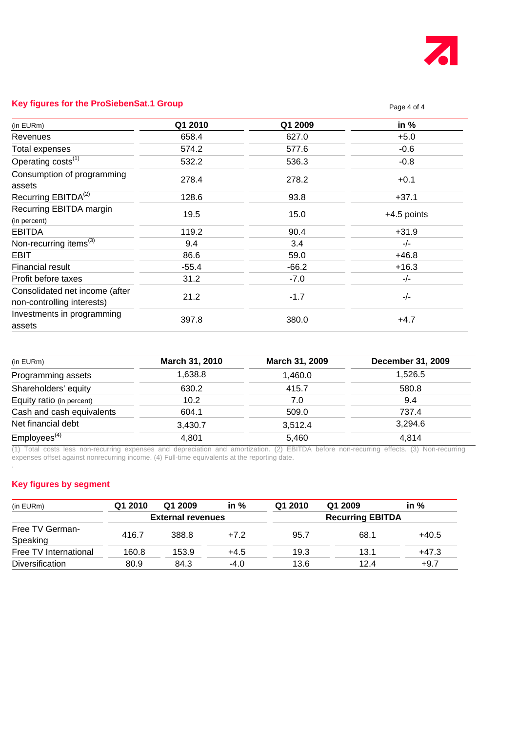## Key figures for the ProSiebenSat.1 Group

| (in EURm) | Q1 2010 | Q1 2009 | in % |
|---|---|---|---|
| Revenues | 658.4 | 627.0 | +5.0 |
| Total expenses | 574.2 | 577.6 | -0.6 |
| Operating costs[1] | 532.2 | 536.3 | -0.8 |
| Consumption of programming assets | 278.4 | 278.2 | +0.1 |
| Recurring EBITDA[2] | 128.6 | 93.8 | +37.1 |
| Recurring EBITDA margin (in percent) | 19.5 | 15.0 | +4.5 points |
| EBITDA | 119.2 | 90.4 | +31.9 |
| Non-recurring items[3] | 9.4 | 3.4 | -/- |
| EBIT | 86.6 | 59.0 | +46.8 |
| Financial result | -55.4 | -66.2 | +16.3 |
| Profit before taxes | 31.2 | -7.0 | -/- |
| Consolidated net income (after non-controlling interests) | 21.2 | -1.7 | -/- |
| Investments in programming assets | 397.8 | 380.0 | +4.7 |

| (in EURm) | March 31, 2010 | March 31, 2009 | December 31, 2009 |
|---|---|---|---|
| Programming assets | 1,638.8 | 1,460.0 | 1,526.5 |
| Shareholders' equity | 630.2 | 415.7 | 580.8 |
| Equity ratio (in percent) | 10.2 | 7.0 | 9.4 |
| Cash and cash equivalents | 604.1 | 509.0 | 737.4 |
| Net financial debt | 3,430.7 | 3,512.4 | 3,294.6 |
| Employees[4] | 4,801 | 5,460 | 4,814 |

(1) Total costs less non-recurring expenses and depreciation and amortization. (2) EBITDA before non-recurring effects. (3) Non-recurring expenses offset against nonrecurring income. (4) Full-time equivalents at the reporting date.

## Key figures by segment

| (in EURm) | Q1 2010 | Q1 2009 | in % | Q1 2010 | Q1 2009 | in % |
|---|---|---|---|---|---|---|
| | External revenues | | | Recurring EBITDA | | |
| Free TV German-Speaking | 416.7 | 388.8 | +7.2 | 95.7 | 68.1 | +40.5 |
| Free TV International | 160.8 | 153.9 | +4.5 | 19.3 | 13.1 | +47.3 |
| Diversification | 80.9 | 84.3 | -4.0 | 13.6 | 12.4 | +9.7 |